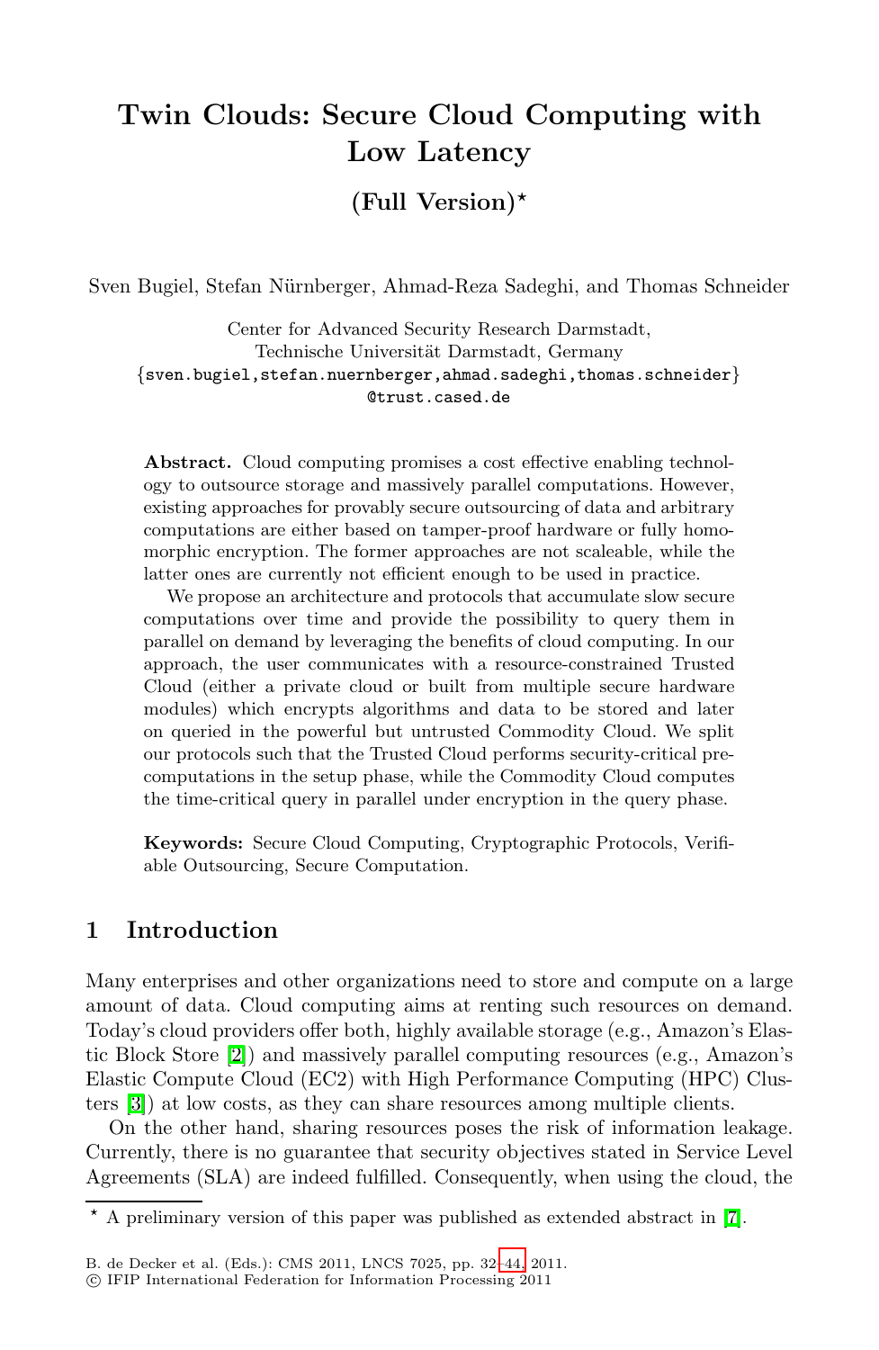# Twin Clouds: Secure Cloud Computing with Low Latency

## (Full Version)*

Sven Bugiel, Stefan Nürnberger, Ahmad-Reza Sadeghi, and Thomas Schneider

Center for Advanced Security Research Darmstadt,
Technische Universität Darmstadt, Germany
{sven.bugiel,stefan.nuernberger,ahmad.sadeghi,thomas.schneider}
@trust.cased.de

**Abstract.** Cloud computing promises a cost effective enabling technology to outsource storage and massively parallel computations. However, existing approaches for provably secure outsourcing of data and arbitrary computations are either based on tamper-proof hardware or fully homomorphic encryption. The former approaches are not scaleable, while the latter ones are currently not efficient enough to be used in practice.

We propose an architecture and protocols that accumulate slow secure computations over time and provide the possibility to query them in parallel on demand by leveraging the benefits of cloud computing. In our approach, the user communicates with a resource-constrained Trusted Cloud (either a private cloud or built from multiple secure hardware modules) which encrypts algorithms and data to be stored and later on queried in the powerful but untrusted Commodity Cloud. We split our protocols such that the Trusted Cloud performs security-critical pre-computations in the setup phase, while the Commodity Cloud computes the time-critical query in parallel under encryption in the query phase.

**Keywords:** Secure Cloud Computing, Cryptographic Protocols, Verifiable Outsourcing, Secure Computation.

## 1 Introduction

Many enterprises and other organizations need to store and compute on a large amount of data. Cloud computing aims at renting such resources on demand. Today's cloud providers offer both, highly available storage (e.g., Amazon's Elastic Block Store [2]) and massively parallel computing resources (e.g., Amazon's Elastic Compute Cloud (EC2) with High Performance Computing (HPC) Clusters [3]) at low costs, as they can share resources among multiple clients.

On the other hand, sharing resources poses the risk of information leakage. Currently, there is no guarantee that security objectives stated in Service Level Agreements (SLA) are indeed fulfilled. Consequently, when using the cloud, the

* A preliminary version of this paper was published as extended abstract in [7].

B. de Decker et al. (Eds.): CMS 2011, LNCS 7025, pp. 32–44, 2011.
© IFIP International Federation for Information Processing 2011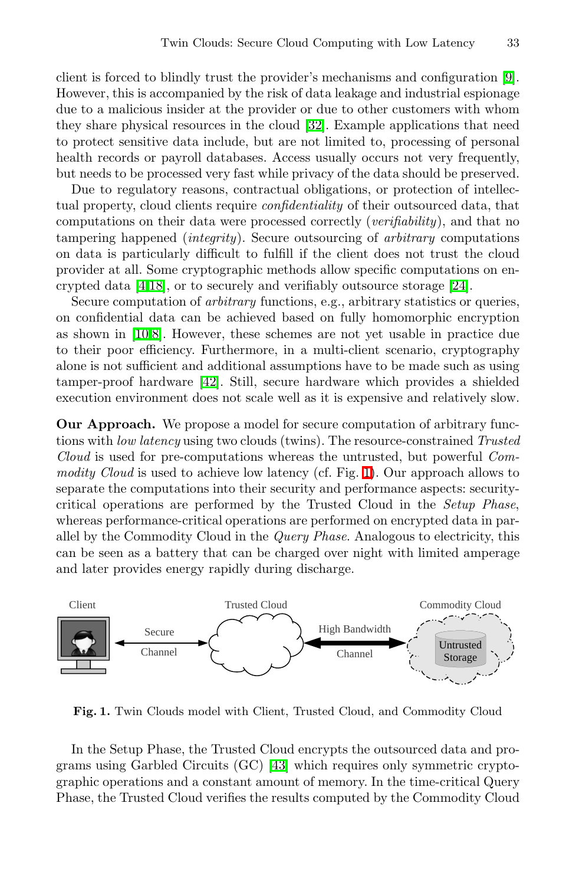client is forced to blindly trust the provider's mechanisms and configuration [9]. However, this is accompanied by the risk of data leakage and industrial espionage due to a malicious insider at the provider or due to other customers with whom they share physical resources in the cloud [32]. Example applications that need to protect sensitive data include, but are not limited to, processing of personal health records or payroll databases. Access usually occurs not very frequently, but needs to be processed very fast while privacy of the data should be preserved.

Due to regulatory reasons, contractual obligations, or protection of intellectual property, cloud clients require *confidentiality* of their outsourced data, that computations on their data were processed correctly (*verifiability*), and that no tampering happened (*integrity*). Secure outsourcing of *arbitrary* computations on data is particularly difficult to fulfill if the client does not trust the cloud provider at all. Some cryptographic methods allow specific computations on encrypted data [4,18], or to securely and verifiably outsource storage [24].

Secure computation of *arbitrary* functions, e.g., arbitrary statistics or queries, on confidential data can be achieved based on fully homomorphic encryption as shown in [10,8]. However, these schemes are not yet usable in practice due to their poor efficiency. Furthermore, in a multi-client scenario, cryptography alone is not sufficient and additional assumptions have to be made such as using tamper-proof hardware [42]. Still, secure hardware which provides a shielded execution environment does not scale well as it is expensive and relatively slow.

**Our Approach.** We propose a model for secure computation of arbitrary functions with *low latency* using two clouds (twins). The resource-constrained *Trusted Cloud* is used for pre-computations whereas the untrusted, but powerful *Commodity Cloud* is used to achieve low latency (cf. Fig. 1). Our approach allows to separate the computations into their security and performance aspects: security-critical operations are performed by the Trusted Cloud in the *Setup Phase*, whereas performance-critical operations are performed on encrypted data in parallel by the Commodity Cloud in the *Query Phase*. Analogous to electricity, this can be seen as a battery that can be charged over night with limited amperage and later provides energy rapidly during discharge.

Client — Secure Channel — Trusted Cloud — High Bandwidth Channel — Commodity Cloud (Untrusted Storage)

**Fig. 1.** Twin Clouds model with Client, Trusted Cloud, and Commodity Cloud

In the Setup Phase, the Trusted Cloud encrypts the outsourced data and programs using Garbled Circuits (GC) [43] which requires only symmetric cryptographic operations and a constant amount of memory. In the time-critical Query Phase, the Trusted Cloud verifies the results computed by the Commodity Cloud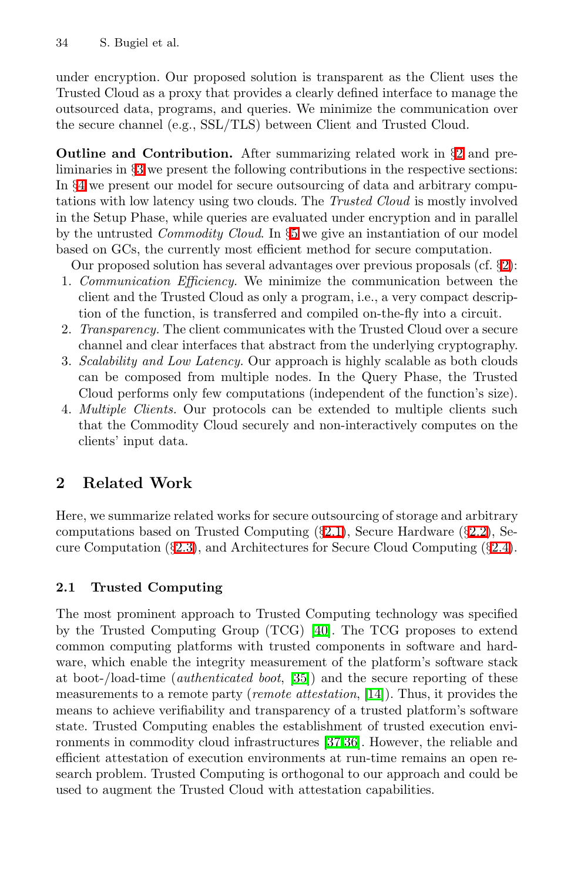under encryption. Our proposed solution is transparent as the Client uses the Trusted Cloud as a proxy that provides a clearly defined interface to manage the outsourced data, programs, and queries. We minimize the communication over the secure channel (e.g., SSL/TLS) between Client and Trusted Cloud.

**Outline and Contribution.** After summarizing related work in §2 and preliminaries in §3 we present the following contributions in the respective sections: In §4 we present our model for secure outsourcing of data and arbitrary computations with low latency using two clouds. The *Trusted Cloud* is mostly involved in the Setup Phase, while queries are evaluated under encryption and in parallel by the untrusted *Commodity Cloud*. In §5 we give an instantiation of our model based on GCs, the currently most efficient method for secure computation.

Our proposed solution has several advantages over previous proposals (cf. §2):

1. *Communication Efficiency.* We minimize the communication between the client and the Trusted Cloud as only a program, i.e., a very compact description of the function, is transferred and compiled on-the-fly into a circuit.
2. *Transparency.* The client communicates with the Trusted Cloud over a secure channel and clear interfaces that abstract from the underlying cryptography.
3. *Scalability and Low Latency.* Our approach is highly scalable as both clouds can be composed from multiple nodes. In the Query Phase, the Trusted Cloud performs only few computations (independent of the function's size).
4. *Multiple Clients.* Our protocols can be extended to multiple clients such that the Commodity Cloud securely and non-interactively computes on the clients' input data.

## 2 Related Work

Here, we summarize related works for secure outsourcing of storage and arbitrary computations based on Trusted Computing (§2.1), Secure Hardware (§2.2), Secure Computation (§2.3), and Architectures for Secure Cloud Computing (§2.4).

### 2.1 Trusted Computing

The most prominent approach to Trusted Computing technology was specified by the Trusted Computing Group (TCG) [40]. The TCG proposes to extend common computing platforms with trusted components in software and hardware, which enable the integrity measurement of the platform's software stack at boot-/load-time (*authenticated boot*, [35]) and the secure reporting of these measurements to a remote party (*remote attestation*, [14]). Thus, it provides the means to achieve verifiability and transparency of a trusted platform's software state. Trusted Computing enables the establishment of trusted execution environments in commodity cloud infrastructures [37,36]. However, the reliable and efficient attestation of execution environments at run-time remains an open research problem. Trusted Computing is orthogonal to our approach and could be used to augment the Trusted Cloud with attestation capabilities.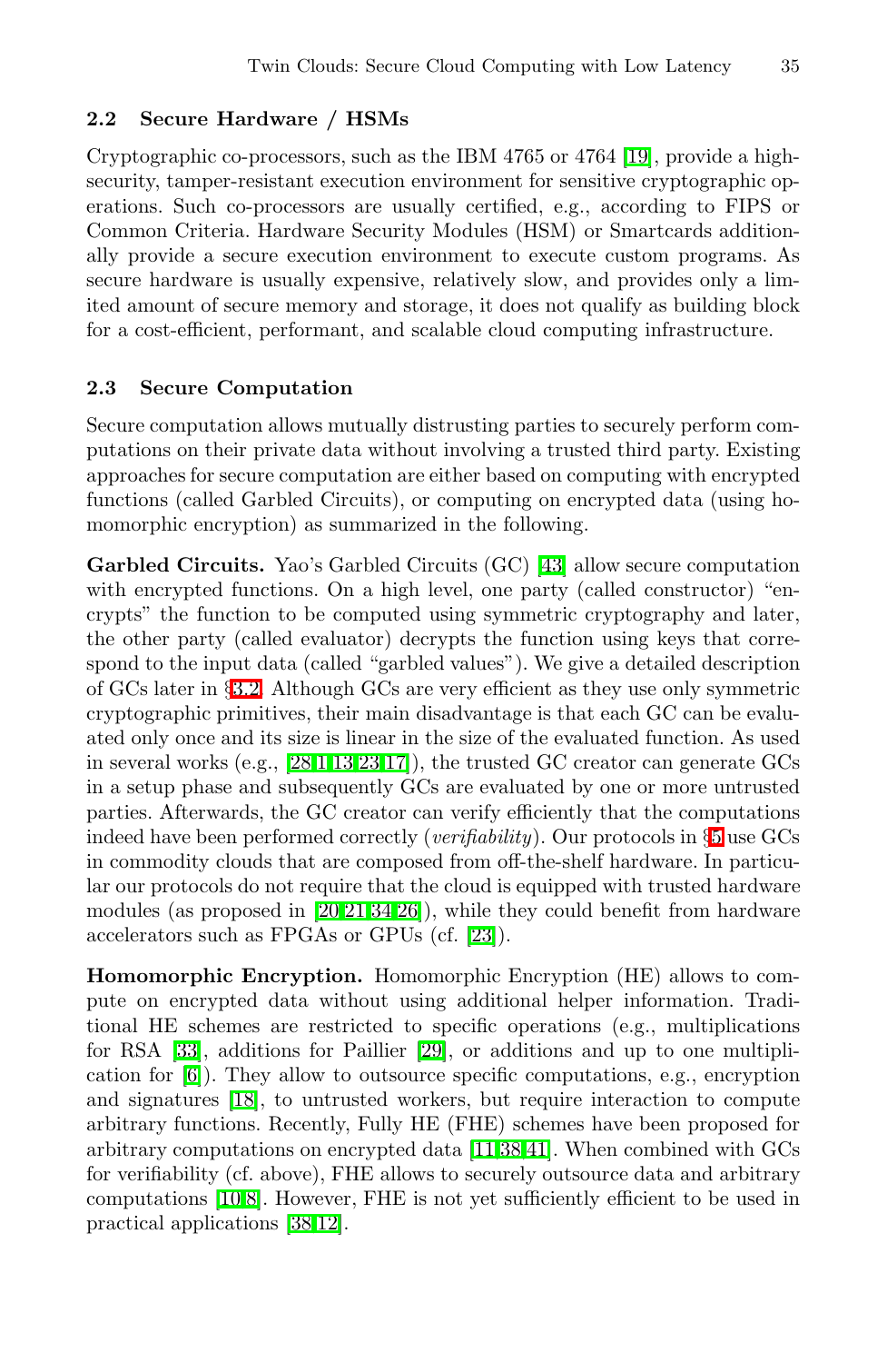### 2.2 Secure Hardware / HSMs

Cryptographic co-processors, such as the IBM 4765 or 4764 [19], provide a high-security, tamper-resistant execution environment for sensitive cryptographic operations. Such co-processors are usually certified, e.g., according to FIPS or Common Criteria. Hardware Security Modules (HSM) or Smartcards additionally provide a secure execution environment to execute custom programs. As secure hardware is usually expensive, relatively slow, and provides only a limited amount of secure memory and storage, it does not qualify as building block for a cost-efficient, performant, and scalable cloud computing infrastructure.

### 2.3 Secure Computation

Secure computation allows mutually distrusting parties to securely perform computations on their private data without involving a trusted third party. Existing approaches for secure computation are either based on computing with encrypted functions (called Garbled Circuits), or computing on encrypted data (using homomorphic encryption) as summarized in the following.

**Garbled Circuits.** Yao's Garbled Circuits (GC) [43] allow secure computation with encrypted functions. On a high level, one party (called constructor) "encrypts" the function to be computed using symmetric cryptography and later, the other party (called evaluator) decrypts the function using keys that correspond to the input data (called "garbled values"). We give a detailed description of GCs later in §3.2. Although GCs are very efficient as they use only symmetric cryptographic primitives, their main disadvantage is that each GC can be evaluated only once and its size is linear in the size of the evaluated function. As used in several works (e.g., [28,1,13,23,17]), the trusted GC creator can generate GCs in a setup phase and subsequently GCs are evaluated by one or more untrusted parties. Afterwards, the GC creator can verify efficiently that the computations indeed have been performed correctly (*verifiability*). Our protocols in §5 use GCs in commodity clouds that are composed from off-the-shelf hardware. In particular our protocols do not require that the cloud is equipped with trusted hardware modules (as proposed in [20,21,34,26]), while they could benefit from hardware accelerators such as FPGAs or GPUs (cf. [23]).

**Homomorphic Encryption.** Homomorphic Encryption (HE) allows to compute on encrypted data without using additional helper information. Traditional HE schemes are restricted to specific operations (e.g., multiplications for RSA [33], additions for Paillier [29], or additions and up to one multiplication for [6]). They allow to outsource specific computations, e.g., encryption and signatures [18], to untrusted workers, but require interaction to compute arbitrary functions. Recently, Fully HE (FHE) schemes have been proposed for arbitrary computations on encrypted data [11,38,41]. When combined with GCs for verifiability (cf. above), FHE allows to securely outsource data and arbitrary computations [10,8]. However, FHE is not yet sufficiently efficient to be used in practical applications [38,12].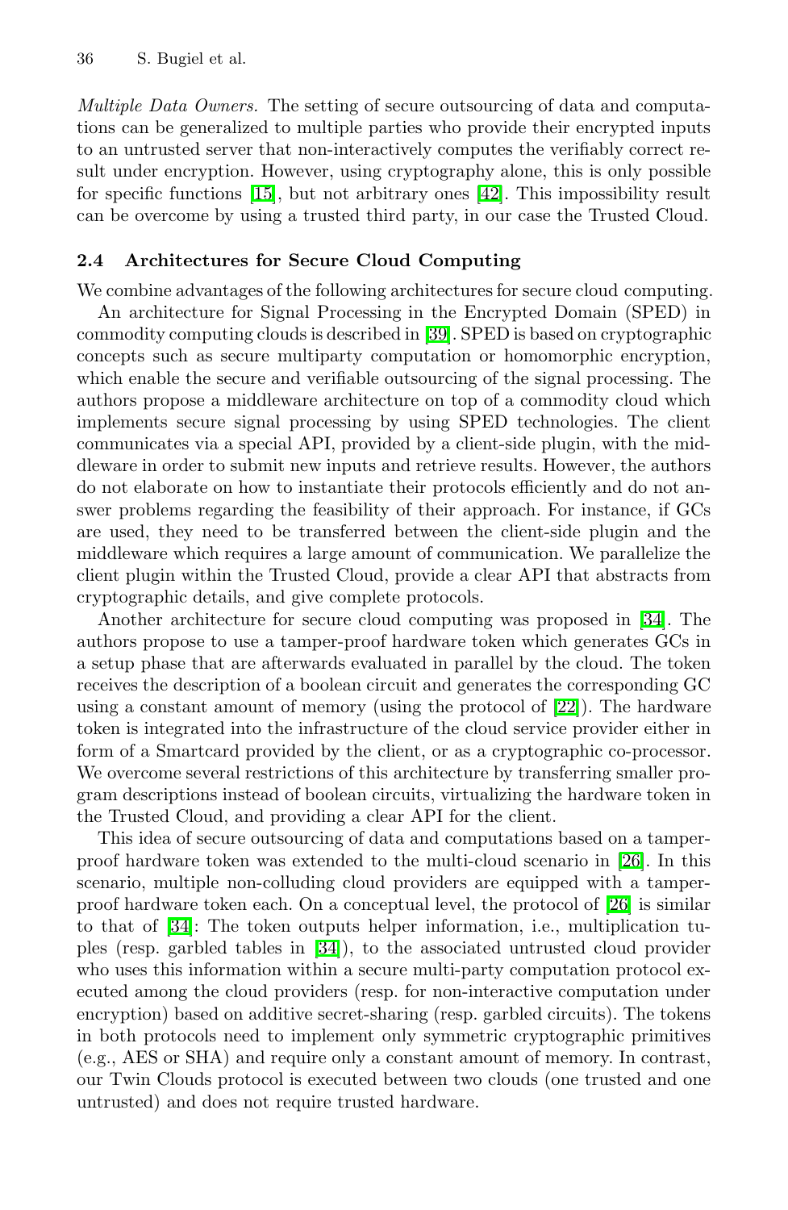*Multiple Data Owners.* The setting of secure outsourcing of data and computations can be generalized to multiple parties who provide their encrypted inputs to an untrusted server that non-interactively computes the verifiably correct result under encryption. However, using cryptography alone, this is only possible for specific functions [15], but not arbitrary ones [42]. This impossibility result can be overcome by using a trusted third party, in our case the Trusted Cloud.

### 2.4 Architectures for Secure Cloud Computing

We combine advantages of the following architectures for secure cloud computing.

An architecture for Signal Processing in the Encrypted Domain (SPED) in commodity computing clouds is described in [39]. SPED is based on cryptographic concepts such as secure multiparty computation or homomorphic encryption, which enable the secure and verifiable outsourcing of the signal processing. The authors propose a middleware architecture on top of a commodity cloud which implements secure signal processing by using SPED technologies. The client communicates via a special API, provided by a client-side plugin, with the middleware in order to submit new inputs and retrieve results. However, the authors do not elaborate on how to instantiate their protocols efficiently and do not answer problems regarding the feasibility of their approach. For instance, if GCs are used, they need to be transferred between the client-side plugin and the middleware which requires a large amount of communication. We parallelize the client plugin within the Trusted Cloud, provide a clear API that abstracts from cryptographic details, and give complete protocols.

Another architecture for secure cloud computing was proposed in [34]. The authors propose to use a tamper-proof hardware token which generates GCs in a setup phase that are afterwards evaluated in parallel by the cloud. The token receives the description of a boolean circuit and generates the corresponding GC using a constant amount of memory (using the protocol of [22]). The hardware token is integrated into the infrastructure of the cloud service provider either in form of a Smartcard provided by the client, or as a cryptographic co-processor. We overcome several restrictions of this architecture by transferring smaller program descriptions instead of boolean circuits, virtualizing the hardware token in the Trusted Cloud, and providing a clear API for the client.

This idea of secure outsourcing of data and computations based on a tamper-proof hardware token was extended to the multi-cloud scenario in [26]. In this scenario, multiple non-colluding cloud providers are equipped with a tamper-proof hardware token each. On a conceptual level, the protocol of [26] is similar to that of [34]: The token outputs helper information, i.e., multiplication tuples (resp. garbled tables in [34]), to the associated untrusted cloud provider who uses this information within a secure multi-party computation protocol executed among the cloud providers (resp. for non-interactive computation under encryption) based on additive secret-sharing (resp. garbled circuits). The tokens in both protocols need to implement only symmetric cryptographic primitives (e.g., AES or SHA) and require only a constant amount of memory. In contrast, our Twin Clouds protocol is executed between two clouds (one trusted and one untrusted) and does not require trusted hardware.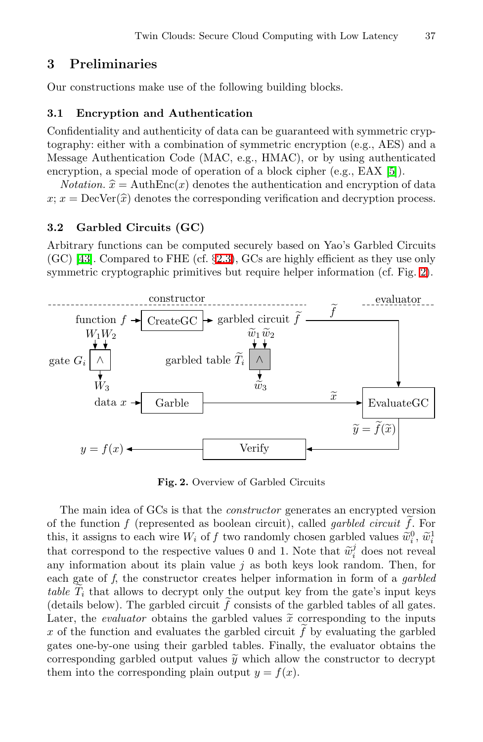## 3 Preliminaries

Our constructions make use of the following building blocks.

### 3.1 Encryption and Authentication

Confidentiality and authenticity of data can be guaranteed with symmetric cryptography: either with a combination of symmetric encryption (e.g., AES) and a Message Authentication Code (MAC, e.g., HMAC), or by using authenticated encryption, a special mode of operation of a block cipher (e.g., EAX [5]).

*Notation.* $\widehat{x} = \text{AuthEnc}(x)$ denotes the authentication and encryption of data $x$; $x = \text{DecVer}(\widehat{x})$ denotes the corresponding verification and decryption process.

### 3.2 Garbled Circuits (GC)

Arbitrary functions can be computed securely based on Yao's Garbled Circuits (GC) [43]. Compared to FHE (cf. §2.3), GCs are highly efficient as they use only symmetric cryptographic primitives but require helper information (cf. Fig. 2).

**Fig. 2.** Overview of Garbled Circuits

The main idea of GCs is that the *constructor* generates an encrypted version of the function $f$ (represented as boolean circuit), called *garbled circuit* $\widetilde{f}$. For this, it assigns to each wire $W_i$ of $f$ two randomly chosen garbled values $\widetilde{w}_i^0$, $\widetilde{w}_i^1$ that correspond to the respective values 0 and 1. Note that $\widetilde{w}_i^j$ does not reveal any information about its plain value $j$ as both keys look random. Then, for each gate of $f$, the constructor creates helper information in form of a *garbled table* $\widetilde{T}_i$ that allows to decrypt only the output key from the gate's input keys (details below). The garbled circuit $\widetilde{f}$ consists of the garbled tables of all gates. Later, the *evaluator* obtains the garbled values $\widetilde{x}$ corresponding to the inputs $x$ of the function and evaluates the garbled circuit $\widetilde{f}$ by evaluating the garbled gates one-by-one using their garbled tables. Finally, the evaluator obtains the corresponding garbled output values $\widetilde{y}$ which allow the constructor to decrypt them into the corresponding plain output $y = f(x)$.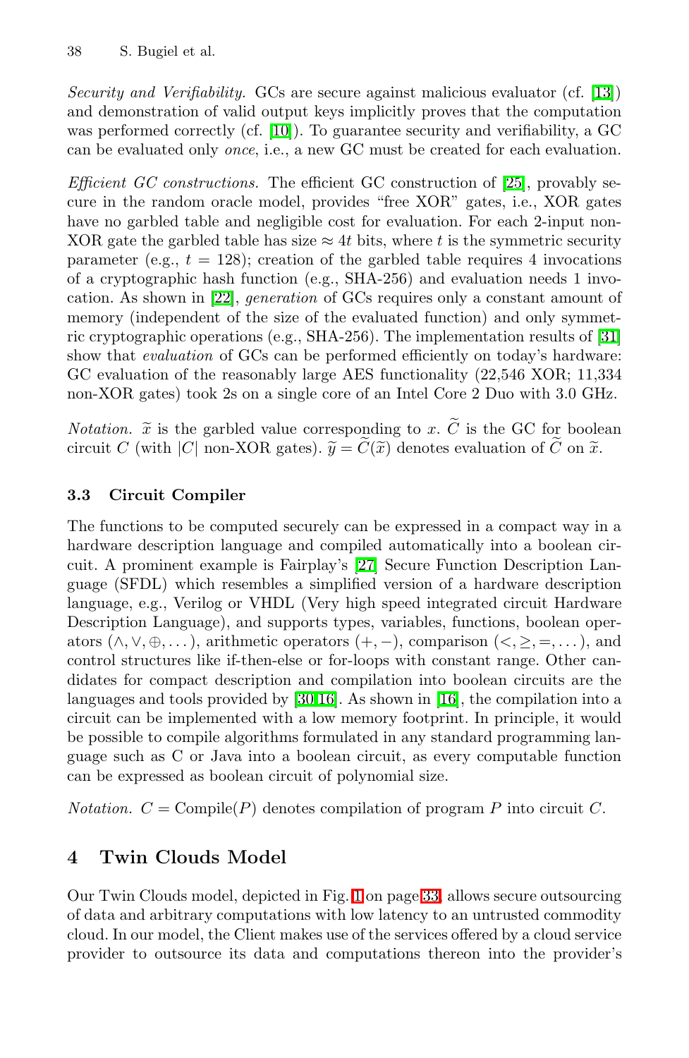*Security and Verifiability.* GCs are secure against malicious evaluator (cf. [13]) and demonstration of valid output keys implicitly proves that the computation was performed correctly (cf. [10]). To guarantee security and verifiability, a GC can be evaluated only *once*, i.e., a new GC must be created for each evaluation.

*Efficient GC constructions.* The efficient GC construction of [25], provably secure in the random oracle model, provides "free XOR" gates, i.e., XOR gates have no garbled table and negligible cost for evaluation. For each 2-input non-XOR gate the garbled table has size $\approx 4t$ bits, where $t$ is the symmetric security parameter (e.g., $t = 128$); creation of the garbled table requires 4 invocations of a cryptographic hash function (e.g., SHA-256) and evaluation needs 1 invocation. As shown in [22], *generation* of GCs requires only a constant amount of memory (independent of the size of the evaluated function) and only symmetric cryptographic operations (e.g., SHA-256). The implementation results of [31] show that *evaluation* of GCs can be performed efficiently on today's hardware: GC evaluation of the reasonably large AES functionality (22,546 XOR; 11,334 non-XOR gates) took 2s on a single core of an Intel Core 2 Duo with 3.0 GHz.

*Notation.* $\widetilde{x}$ is the garbled value corresponding to $x$. $\widetilde{C}$ is the GC for boolean circuit $C$ (with $|C|$ non-XOR gates). $\widetilde{y} = \widetilde{C}(\widetilde{x})$ denotes evaluation of $\widetilde{C}$ on $\widetilde{x}$.

### 3.3 Circuit Compiler

The functions to be computed securely can be expressed in a compact way in a hardware description language and compiled automatically into a boolean circuit. A prominent example is Fairplay's [27] Secure Function Description Language (SFDL) which resembles a simplified version of a hardware description language, e.g., Verilog or VHDL (Very high speed integrated circuit Hardware Description Language), and supports types, variables, functions, boolean operators ($\wedge, \vee, \oplus, \ldots$), arithmetic operators ($+, -$), comparison ($<, \geq, =, \ldots$), and control structures like if-then-else or for-loops with constant range. Other candidates for compact description and compilation into boolean circuits are the languages and tools provided by [30,16]. As shown in [16], the compilation into a circuit can be implemented with a low memory footprint. In principle, it would be possible to compile algorithms formulated in any standard programming language such as C or Java into a boolean circuit, as every computable function can be expressed as boolean circuit of polynomial size.

*Notation.* $C = \text{Compile}(P)$ denotes compilation of program $P$ into circuit $C$.

## 4 Twin Clouds Model

Our Twin Clouds model, depicted in Fig. 1 on page 33, allows secure outsourcing of data and arbitrary computations with low latency to an untrusted commodity cloud. In our model, the Client makes use of the services offered by a cloud service provider to outsource its data and computations thereon into the provider's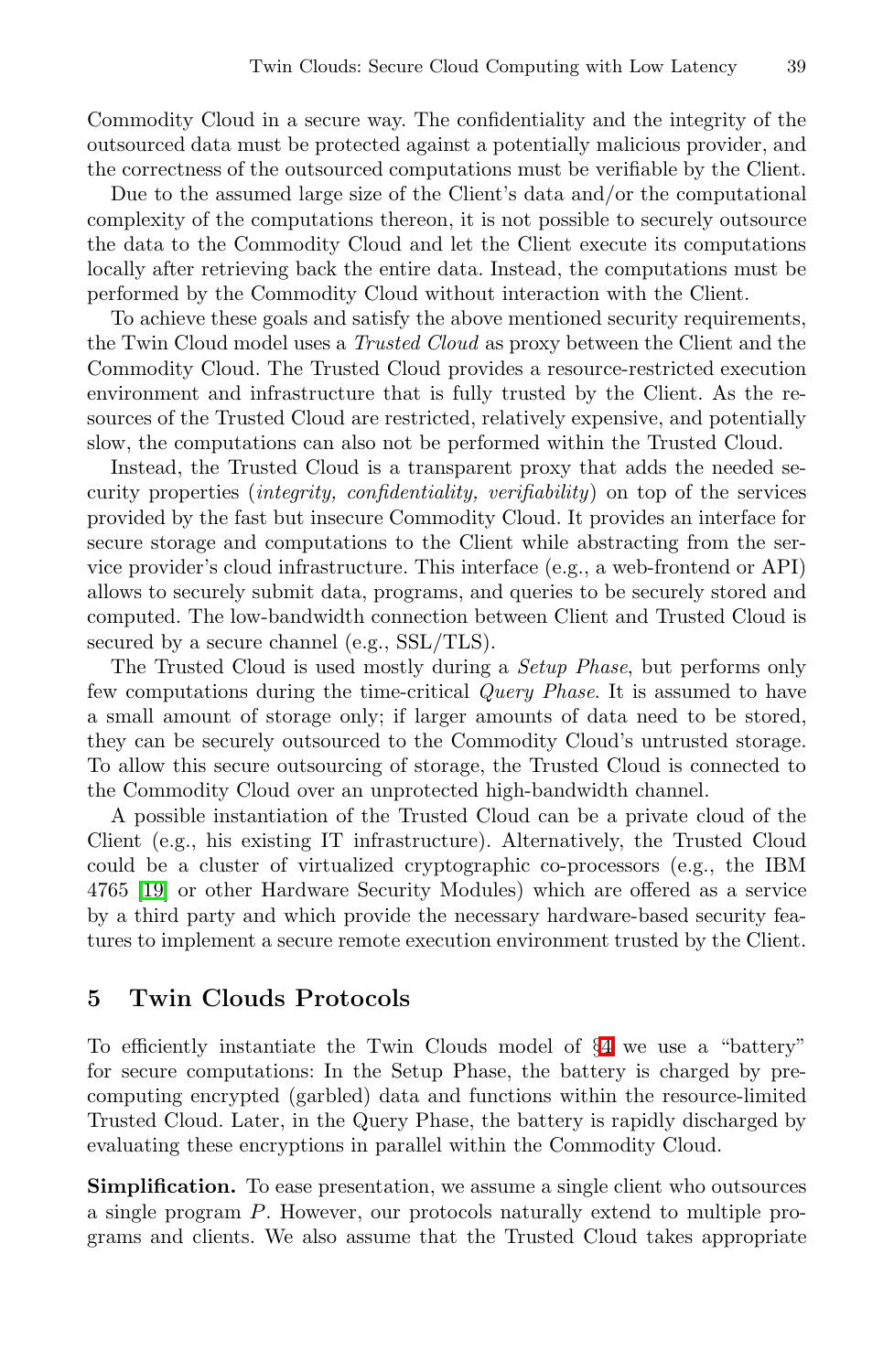Commodity Cloud in a secure way. The confidentiality and the integrity of the outsourced data must be protected against a potentially malicious provider, and the correctness of the outsourced computations must be verifiable by the Client.

Due to the assumed large size of the Client's data and/or the computational complexity of the computations thereon, it is not possible to securely outsource the data to the Commodity Cloud and let the Client execute its computations locally after retrieving back the entire data. Instead, the computations must be performed by the Commodity Cloud without interaction with the Client.

To achieve these goals and satisfy the above mentioned security requirements, the Twin Cloud model uses a *Trusted Cloud* as proxy between the Client and the Commodity Cloud. The Trusted Cloud provides a resource-restricted execution environment and infrastructure that is fully trusted by the Client. As the resources of the Trusted Cloud are restricted, relatively expensive, and potentially slow, the computations can also not be performed within the Trusted Cloud.

Instead, the Trusted Cloud is a transparent proxy that adds the needed security properties (*integrity, confidentiality, verifiability*) on top of the services provided by the fast but insecure Commodity Cloud. It provides an interface for secure storage and computations to the Client while abstracting from the service provider's cloud infrastructure. This interface (e.g., a web-frontend or API) allows to securely submit data, programs, and queries to be securely stored and computed. The low-bandwidth connection between Client and Trusted Cloud is secured by a secure channel (e.g., SSL/TLS).

The Trusted Cloud is used mostly during a *Setup Phase*, but performs only few computations during the time-critical *Query Phase*. It is assumed to have a small amount of storage only; if larger amounts of data need to be stored, they can be securely outsourced to the Commodity Cloud's untrusted storage. To allow this secure outsourcing of storage, the Trusted Cloud is connected to the Commodity Cloud over an unprotected high-bandwidth channel.

A possible instantiation of the Trusted Cloud can be a private cloud of the Client (e.g., his existing IT infrastructure). Alternatively, the Trusted Cloud could be a cluster of virtualized cryptographic co-processors (e.g., the IBM 4765 [19] or other Hardware Security Modules) which are offered as a service by a third party and which provide the necessary hardware-based security features to implement a secure remote execution environment trusted by the Client.

## 5 Twin Clouds Protocols

To efficiently instantiate the Twin Clouds model of §4 we use a "battery" for secure computations: In the Setup Phase, the battery is charged by precomputing encrypted (garbled) data and functions within the resource-limited Trusted Cloud. Later, in the Query Phase, the battery is rapidly discharged by evaluating these encryptions in parallel within the Commodity Cloud.

**Simplification.** To ease presentation, we assume a single client who outsources a single program $P$. However, our protocols naturally extend to multiple programs and clients. We also assume that the Trusted Cloud takes appropriate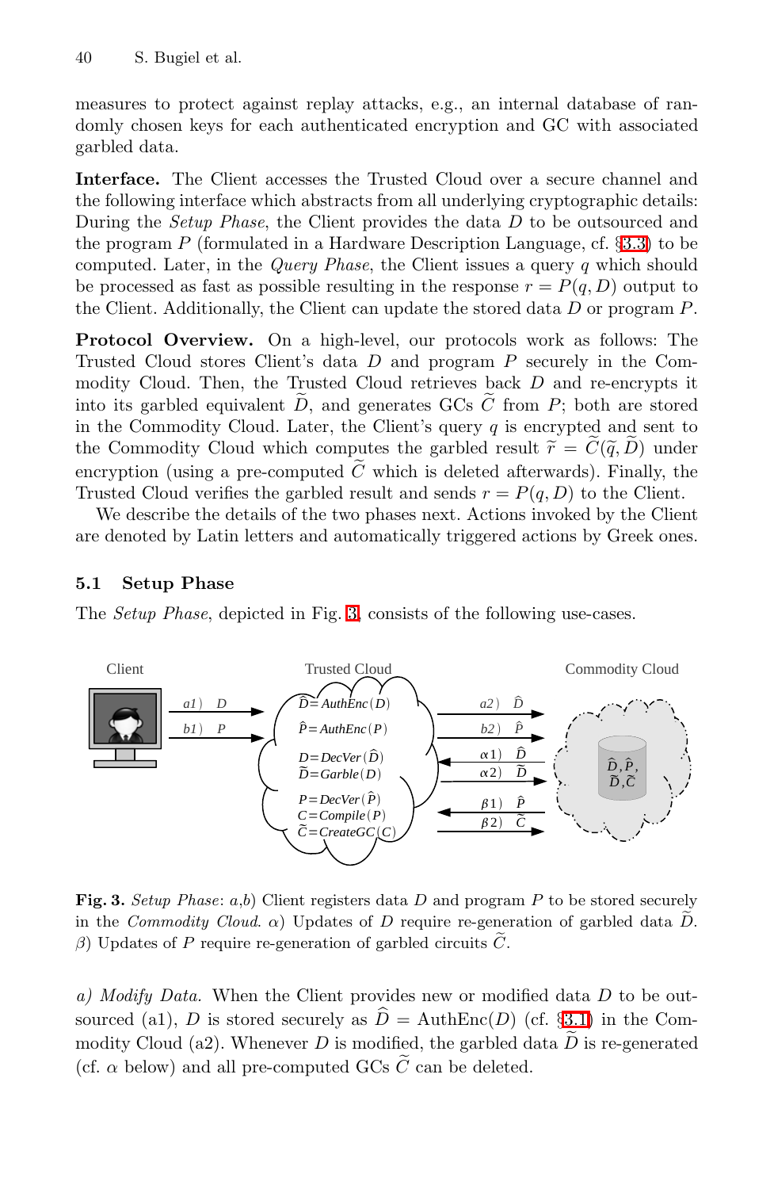measures to protect against replay attacks, e.g., an internal database of randomly chosen keys for each authenticated encryption and GC with associated garbled data.

**Interface.** The Client accesses the Trusted Cloud over a secure channel and the following interface which abstracts from all underlying cryptographic details: During the *Setup Phase*, the Client provides the data $D$ to be outsourced and the program $P$ (formulated in a Hardware Description Language, cf. §3.3) to be computed. Later, in the *Query Phase*, the Client issues a query $q$ which should be processed as fast as possible resulting in the response $r = P(q, D)$ output to the Client. Additionally, the Client can update the stored data $D$ or program $P$.

**Protocol Overview.** On a high-level, our protocols work as follows: The Trusted Cloud stores Client's data $D$ and program $P$ securely in the Commodity Cloud. Then, the Trusted Cloud retrieves back $D$ and re-encrypts it into its garbled equivalent $\widetilde{D}$, and generates GCs $\widetilde{C}$ from $P$; both are stored in the Commodity Cloud. Later, the Client's query $q$ is encrypted and sent to the Commodity Cloud which computes the garbled result $\widetilde{r} = \widetilde{C}(\widetilde{q}, \widetilde{D})$ under encryption (using a pre-computed $\widetilde{C}$ which is deleted afterwards). Finally, the Trusted Cloud verifies the garbled result and sends $r = P(q, D)$ to the Client.

We describe the details of the two phases next. Actions invoked by the Client are denoted by Latin letters and automatically triggered actions by Greek ones.

### 5.1 Setup Phase

The *Setup Phase*, depicted in Fig. 3, consists of the following use-cases.

**Fig. 3.** *Setup Phase*: *a*,*b*) Client registers data $D$ and program $P$ to be stored securely in the *Commodity Cloud*. $\alpha$) Updates of $D$ require re-generation of garbled data $\widetilde{D}$. $\beta$) Updates of $P$ require re-generation of garbled circuits $\widetilde{C}$.

*a) Modify Data.* When the Client provides new or modified data $D$ to be outsourced (a1), $D$ is stored securely as $\widehat{D} = \text{AuthEnc}(D)$ (cf. §3.1) in the Commodity Cloud (a2). Whenever $D$ is modified, the garbled data $\widetilde{D}$ is re-generated (cf. $\alpha$ below) and all pre-computed GCs $\widetilde{C}$ can be deleted.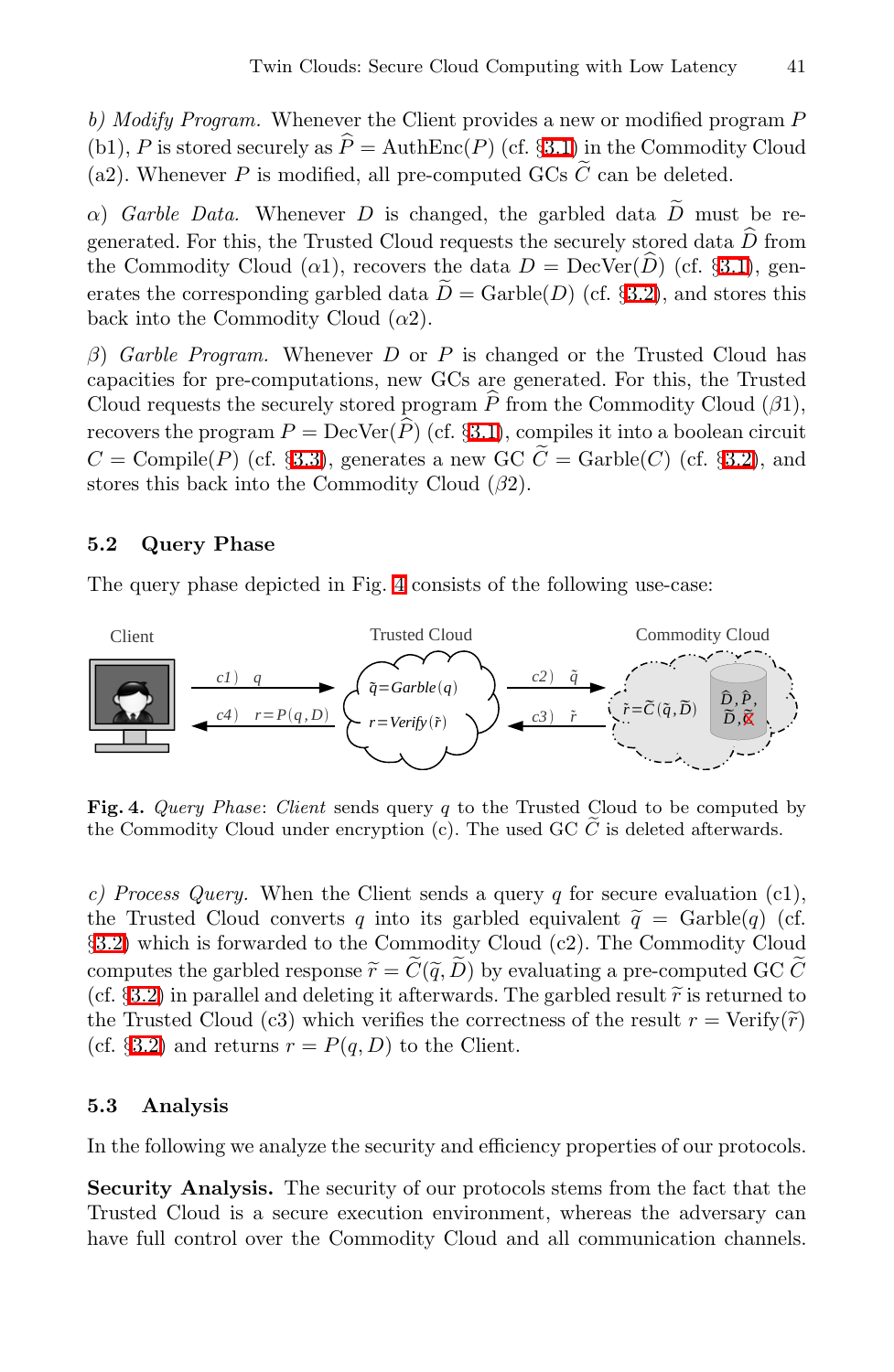*b) Modify Program.* Whenever the Client provides a new or modified program $P$ (b1), $P$ is stored securely as $\widehat{P} = \text{AuthEnc}(P)$ (cf. §3.1) in the Commodity Cloud (a2). Whenever $P$ is modified, all pre-computed GCs $\widetilde{C}$ can be deleted.

*α) Garble Data.* Whenever $D$ is changed, the garbled data $\widetilde{D}$ must be regenerated. For this, the Trusted Cloud requests the securely stored data $\widehat{D}$ from the Commodity Cloud ($\alpha$1), recovers the data $D = \text{DecVer}(\widehat{D})$ (cf. §3.1), generates the corresponding garbled data $\widetilde{D} = \text{Garble}(D)$ (cf. §3.2), and stores this back into the Commodity Cloud ($\alpha$2).

*β) Garble Program.* Whenever $D$ or $P$ is changed or the Trusted Cloud has capacities for pre-computations, new GCs are generated. For this, the Trusted Cloud requests the securely stored program $\widehat{P}$ from the Commodity Cloud ($\beta$1), recovers the program $P = \text{DecVer}(\widehat{P})$ (cf. §3.1), compiles it into a boolean circuit $C = \text{Compile}(P)$ (cf. §3.3), generates a new GC $\widetilde{C} = \text{Garble}(C)$ (cf. §3.2), and stores this back into the Commodity Cloud ($\beta$2).

## 5.2 Query Phase

The query phase depicted in Fig. 4 consists of the following use-case:

**Fig. 4.** *Query Phase*: *Client* sends query $q$ to the Trusted Cloud to be computed by the Commodity Cloud under encryption (c). The used GC $\widetilde{C}$ is deleted afterwards.

*c) Process Query.* When the Client sends a query $q$ for secure evaluation (c1), the Trusted Cloud converts $q$ into its garbled equivalent $\widetilde{q} = \text{Garble}(q)$ (cf. §3.2) which is forwarded to the Commodity Cloud (c2). The Commodity Cloud computes the garbled response $\widetilde{r} = \widetilde{C}(\widetilde{q}, \widetilde{D})$ by evaluating a pre-computed GC $\widetilde{C}$ (cf. §3.2) in parallel and deleting it afterwards. The garbled result $\widetilde{r}$ is returned to the Trusted Cloud (c3) which verifies the correctness of the result $r = \text{Verify}(\widetilde{r})$ (cf. §3.2) and returns $r = P(q, D)$ to the Client.

## 5.3 Analysis

In the following we analyze the security and efficiency properties of our protocols.

**Security Analysis.** The security of our protocols stems from the fact that the Trusted Cloud is a secure execution environment, whereas the adversary can have full control over the Commodity Cloud and all communication channels.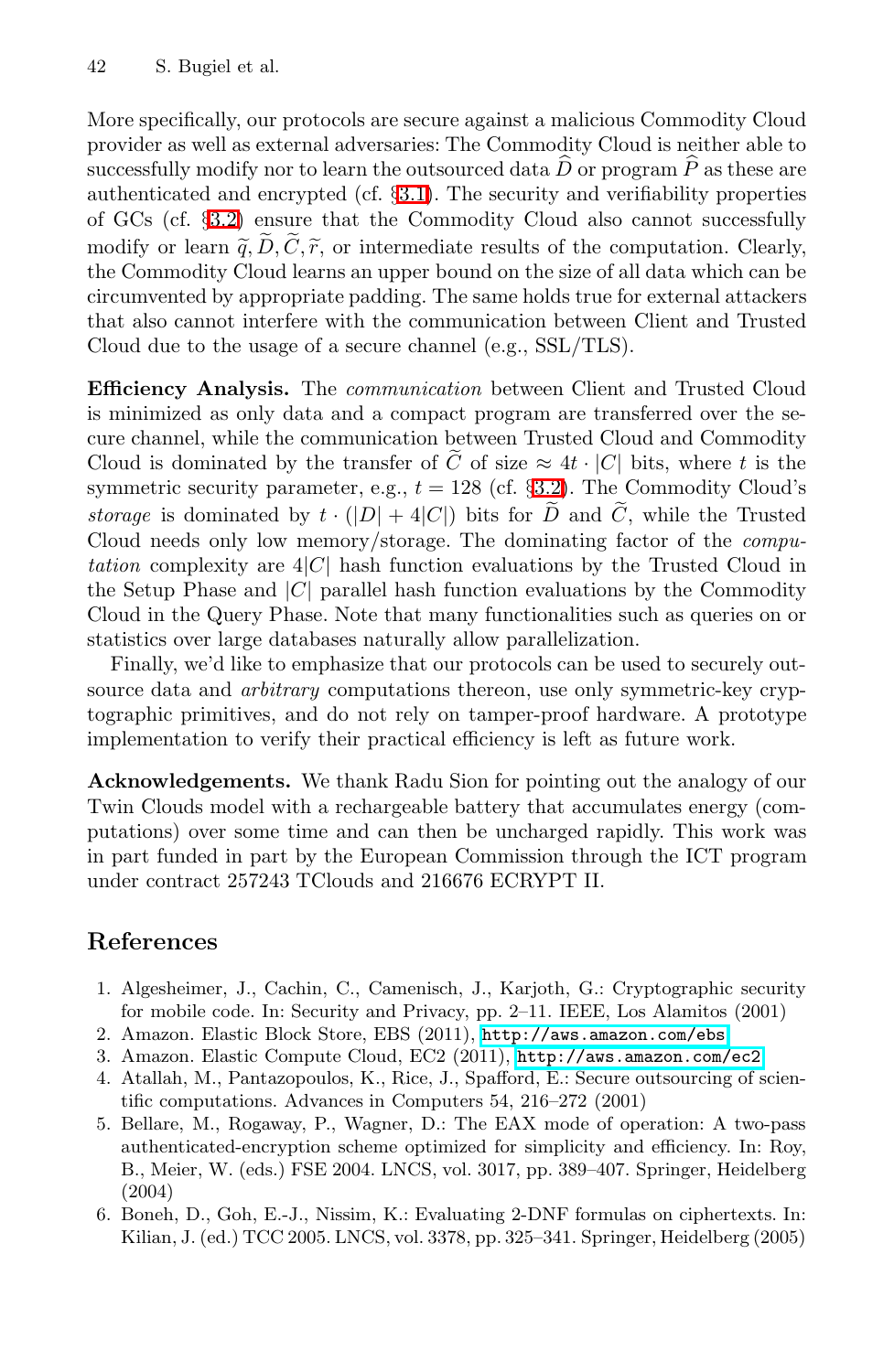More specifically, our protocols are secure against a malicious Commodity Cloud provider as well as external adversaries: The Commodity Cloud is neither able to successfully modify nor to learn the outsourced data $\widehat{D}$ or program $\widehat{P}$ as these are authenticated and encrypted (cf. §3.1). The security and verifiability properties of GCs (cf. §3.2) ensure that the Commodity Cloud also cannot successfully modify or learn $\widetilde{q}, \widetilde{D}, \widetilde{C}, \widetilde{r}$, or intermediate results of the computation. Clearly, the Commodity Cloud learns an upper bound on the size of all data which can be circumvented by appropriate padding. The same holds true for external attackers that also cannot interfere with the communication between Client and Trusted Cloud due to the usage of a secure channel (e.g., SSL/TLS).

**Efficiency Analysis.** The *communication* between Client and Trusted Cloud is minimized as only data and a compact program are transferred over the secure channel, while the communication between Trusted Cloud and Commodity Cloud is dominated by the transfer of $\widetilde{C}$ of size $\approx 4t \cdot |C|$ bits, where $t$ is the symmetric security parameter, e.g., $t = 128$ (cf. §3.2). The Commodity Cloud's *storage* is dominated by $t \cdot (|D| + 4|C|)$ bits for $\widetilde{D}$ and $\widetilde{C}$, while the Trusted Cloud needs only low memory/storage. The dominating factor of the *computation* complexity are $4|C|$ hash function evaluations by the Trusted Cloud in the Setup Phase and $|C|$ parallel hash function evaluations by the Commodity Cloud in the Query Phase. Note that many functionalities such as queries on or statistics over large databases naturally allow parallelization.

Finally, we'd like to emphasize that our protocols can be used to securely outsource data and *arbitrary* computations thereon, use only symmetric-key cryptographic primitives, and do not rely on tamper-proof hardware. A prototype implementation to verify their practical efficiency is left as future work.

**Acknowledgements.** We thank Radu Sion for pointing out the analogy of our Twin Clouds model with a rechargeable battery that accumulates energy (computations) over some time and can then be uncharged rapidly. This work was in part funded in part by the European Commission through the ICT program under contract 257243 TClouds and 216676 ECRYPT II.

## References

1. Algesheimer, J., Cachin, C., Camenisch, J., Karjoth, G.: Cryptographic security for mobile code. In: Security and Privacy, pp. 2–11. IEEE, Los Alamitos (2001)
2. Amazon. Elastic Block Store, EBS (2011), http://aws.amazon.com/ebs
3. Amazon. Elastic Compute Cloud, EC2 (2011), http://aws.amazon.com/ec2
4. Atallah, M., Pantazopoulos, K., Rice, J., Spafford, E.: Secure outsourcing of scientific computations. Advances in Computers 54, 216–272 (2001)
5. Bellare, M., Rogaway, P., Wagner, D.: The EAX mode of operation: A two-pass authenticated-encryption scheme optimized for simplicity and efficiency. In: Roy, B., Meier, W. (eds.) FSE 2004. LNCS, vol. 3017, pp. 389–407. Springer, Heidelberg (2004)
6. Boneh, D., Goh, E.-J., Nissim, K.: Evaluating 2-DNF formulas on ciphertexts. In: Kilian, J. (ed.) TCC 2005. LNCS, vol. 3378, pp. 325–341. Springer, Heidelberg (2005)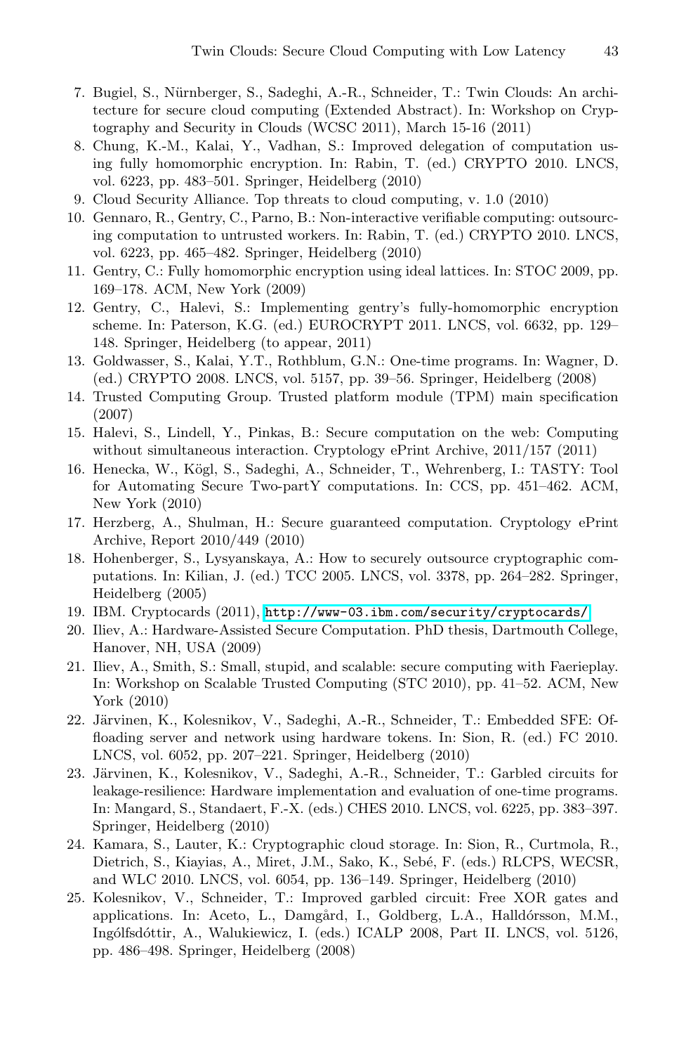7. Bugiel, S., Nürnberger, S., Sadeghi, A.-R., Schneider, T.: Twin Clouds: An architecture for secure cloud computing (Extended Abstract). In: Workshop on Cryptography and Security in Clouds (WCSC 2011), March 15-16 (2011)
8. Chung, K.-M., Kalai, Y., Vadhan, S.: Improved delegation of computation using fully homomorphic encryption. In: Rabin, T. (ed.) CRYPTO 2010. LNCS, vol. 6223, pp. 483–501. Springer, Heidelberg (2010)
9. Cloud Security Alliance. Top threats to cloud computing, v. 1.0 (2010)
10. Gennaro, R., Gentry, C., Parno, B.: Non-interactive verifiable computing: outsourcing computation to untrusted workers. In: Rabin, T. (ed.) CRYPTO 2010. LNCS, vol. 6223, pp. 465–482. Springer, Heidelberg (2010)
11. Gentry, C.: Fully homomorphic encryption using ideal lattices. In: STOC 2009, pp. 169–178. ACM, New York (2009)
12. Gentry, C., Halevi, S.: Implementing gentry's fully-homomorphic encryption scheme. In: Paterson, K.G. (ed.) EUROCRYPT 2011. LNCS, vol. 6632, pp. 129–148. Springer, Heidelberg (to appear, 2011)
13. Goldwasser, S., Kalai, Y.T., Rothblum, G.N.: One-time programs. In: Wagner, D. (ed.) CRYPTO 2008. LNCS, vol. 5157, pp. 39–56. Springer, Heidelberg (2008)
14. Trusted Computing Group. Trusted platform module (TPM) main specification (2007)
15. Halevi, S., Lindell, Y., Pinkas, B.: Secure computation on the web: Computing without simultaneous interaction. Cryptology ePrint Archive, 2011/157 (2011)
16. Henecka, W., Kögl, S., Sadeghi, A., Schneider, T., Wehrenberg, I.: TASTY: Tool for Automating Secure Two-partY computations. In: CCS, pp. 451–462. ACM, New York (2010)
17. Herzberg, A., Shulman, H.: Secure guaranteed computation. Cryptology ePrint Archive, Report 2010/449 (2010)
18. Hohenberger, S., Lysyanskaya, A.: How to securely outsource cryptographic computations. In: Kilian, J. (ed.) TCC 2005. LNCS, vol. 3378, pp. 264–282. Springer, Heidelberg (2005)
19. IBM. Cryptocards (2011), http://www-03.ibm.com/security/cryptocards/
20. Iliev, A.: Hardware-Assisted Secure Computation. PhD thesis, Dartmouth College, Hanover, NH, USA (2009)
21. Iliev, A., Smith, S.: Small, stupid, and scalable: secure computing with Faerieplay. In: Workshop on Scalable Trusted Computing (STC 2010), pp. 41–52. ACM, New York (2010)
22. Järvinen, K., Kolesnikov, V., Sadeghi, A.-R., Schneider, T.: Embedded SFE: Offloading server and network using hardware tokens. In: Sion, R. (ed.) FC 2010. LNCS, vol. 6052, pp. 207–221. Springer, Heidelberg (2010)
23. Järvinen, K., Kolesnikov, V., Sadeghi, A.-R., Schneider, T.: Garbled circuits for leakage-resilience: Hardware implementation and evaluation of one-time programs. In: Mangard, S., Standaert, F.-X. (eds.) CHES 2010. LNCS, vol. 6225, pp. 383–397. Springer, Heidelberg (2010)
24. Kamara, S., Lauter, K.: Cryptographic cloud storage. In: Sion, R., Curtmola, R., Dietrich, S., Kiayias, A., Miret, J.M., Sako, K., Sebé, F. (eds.) RLCPS, WECSR, and WLC 2010. LNCS, vol. 6054, pp. 136–149. Springer, Heidelberg (2010)
25. Kolesnikov, V., Schneider, T.: Improved garbled circuit: Free XOR gates and applications. In: Aceto, L., Damgård, I., Goldberg, L.A., Halldórsson, M.M., Ingólfsdóttir, A., Walukiewicz, I. (eds.) ICALP 2008, Part II. LNCS, vol. 5126, pp. 486–498. Springer, Heidelberg (2008)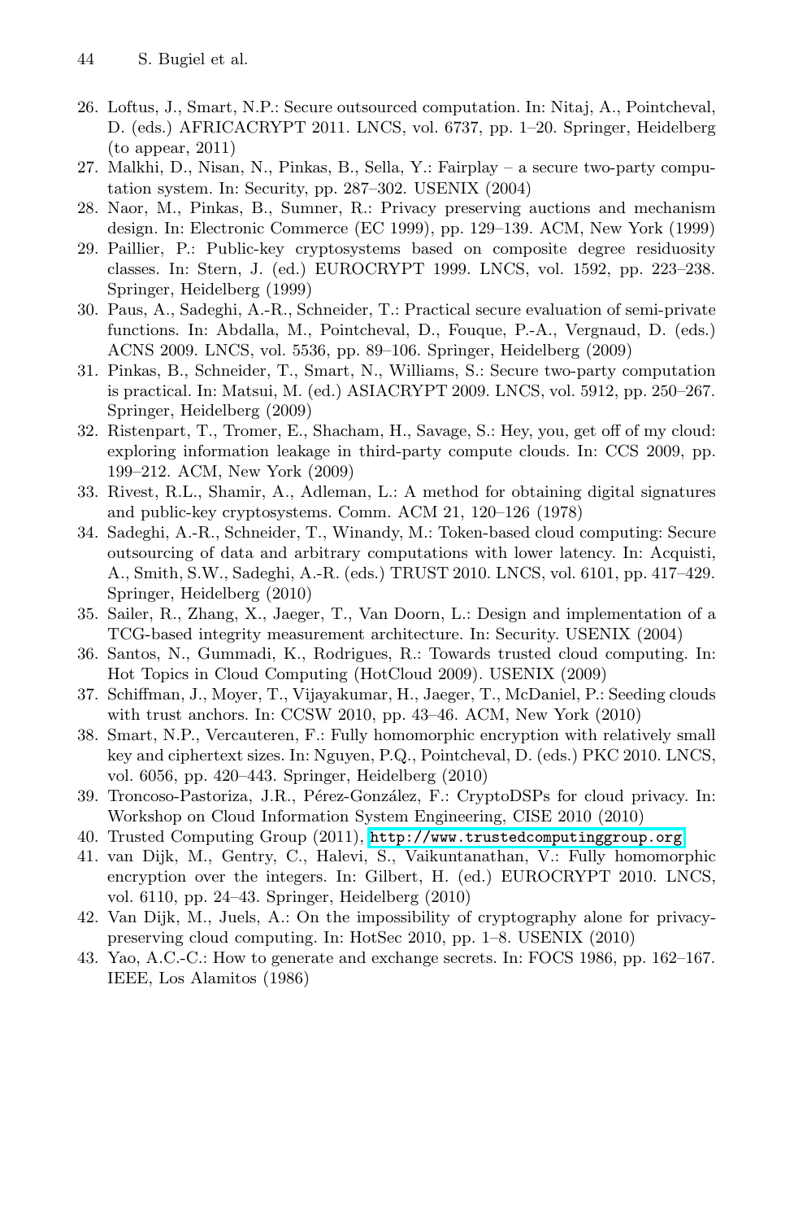26. Loftus, J., Smart, N.P.: Secure outsourced computation. In: Nitaj, A., Pointcheval, D. (eds.) AFRICACRYPT 2011. LNCS, vol. 6737, pp. 1–20. Springer, Heidelberg (to appear, 2011)
27. Malkhi, D., Nisan, N., Pinkas, B., Sella, Y.: Fairplay – a secure two-party computation system. In: Security, pp. 287–302. USENIX (2004)
28. Naor, M., Pinkas, B., Sumner, R.: Privacy preserving auctions and mechanism design. In: Electronic Commerce (EC 1999), pp. 129–139. ACM, New York (1999)
29. Paillier, P.: Public-key cryptosystems based on composite degree residuosity classes. In: Stern, J. (ed.) EUROCRYPT 1999. LNCS, vol. 1592, pp. 223–238. Springer, Heidelberg (1999)
30. Paus, A., Sadeghi, A.-R., Schneider, T.: Practical secure evaluation of semi-private functions. In: Abdalla, M., Pointcheval, D., Fouque, P.-A., Vergnaud, D. (eds.) ACNS 2009. LNCS, vol. 5536, pp. 89–106. Springer, Heidelberg (2009)
31. Pinkas, B., Schneider, T., Smart, N., Williams, S.: Secure two-party computation is practical. In: Matsui, M. (ed.) ASIACRYPT 2009. LNCS, vol. 5912, pp. 250–267. Springer, Heidelberg (2009)
32. Ristenpart, T., Tromer, E., Shacham, H., Savage, S.: Hey, you, get off of my cloud: exploring information leakage in third-party compute clouds. In: CCS 2009, pp. 199–212. ACM, New York (2009)
33. Rivest, R.L., Shamir, A., Adleman, L.: A method for obtaining digital signatures and public-key cryptosystems. Comm. ACM 21, 120–126 (1978)
34. Sadeghi, A.-R., Schneider, T., Winandy, M.: Token-based cloud computing: Secure outsourcing of data and arbitrary computations with lower latency. In: Acquisti, A., Smith, S.W., Sadeghi, A.-R. (eds.) TRUST 2010. LNCS, vol. 6101, pp. 417–429. Springer, Heidelberg (2010)
35. Sailer, R., Zhang, X., Jaeger, T., Van Doorn, L.: Design and implementation of a TCG-based integrity measurement architecture. In: Security. USENIX (2004)
36. Santos, N., Gummadi, K., Rodrigues, R.: Towards trusted cloud computing. In: Hot Topics in Cloud Computing (HotCloud 2009). USENIX (2009)
37. Schiffman, J., Moyer, T., Vijayakumar, H., Jaeger, T., McDaniel, P.: Seeding clouds with trust anchors. In: CCSW 2010, pp. 43–46. ACM, New York (2010)
38. Smart, N.P., Vercauteren, F.: Fully homomorphic encryption with relatively small key and ciphertext sizes. In: Nguyen, P.Q., Pointcheval, D. (eds.) PKC 2010. LNCS, vol. 6056, pp. 420–443. Springer, Heidelberg (2010)
39. Troncoso-Pastoriza, J.R., Pérez-González, F.: CryptoDSPs for cloud privacy. In: Workshop on Cloud Information System Engineering, CISE 2010 (2010)
40. Trusted Computing Group (2011), http://www.trustedcomputinggroup.org
41. van Dijk, M., Gentry, C., Halevi, S., Vaikuntanathan, V.: Fully homomorphic encryption over the integers. In: Gilbert, H. (ed.) EUROCRYPT 2010. LNCS, vol. 6110, pp. 24–43. Springer, Heidelberg (2010)
42. Van Dijk, M., Juels, A.: On the impossibility of cryptography alone for privacy-preserving cloud computing. In: HotSec 2010, pp. 1–8. USENIX (2010)
43. Yao, A.C.-C.: How to generate and exchange secrets. In: FOCS 1986, pp. 162–167. IEEE, Los Alamitos (1986)